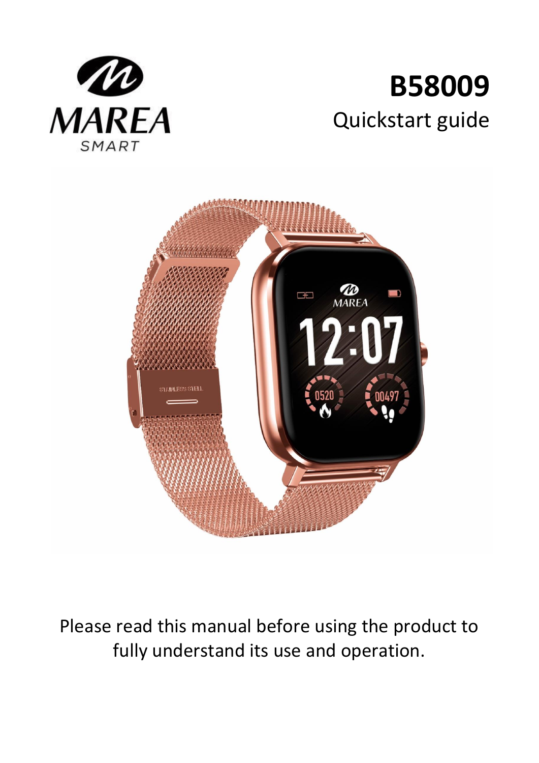MAREA SMART

# B58009

## Quickstart guide

Please read this manual before using the product to fully understand its use and operation.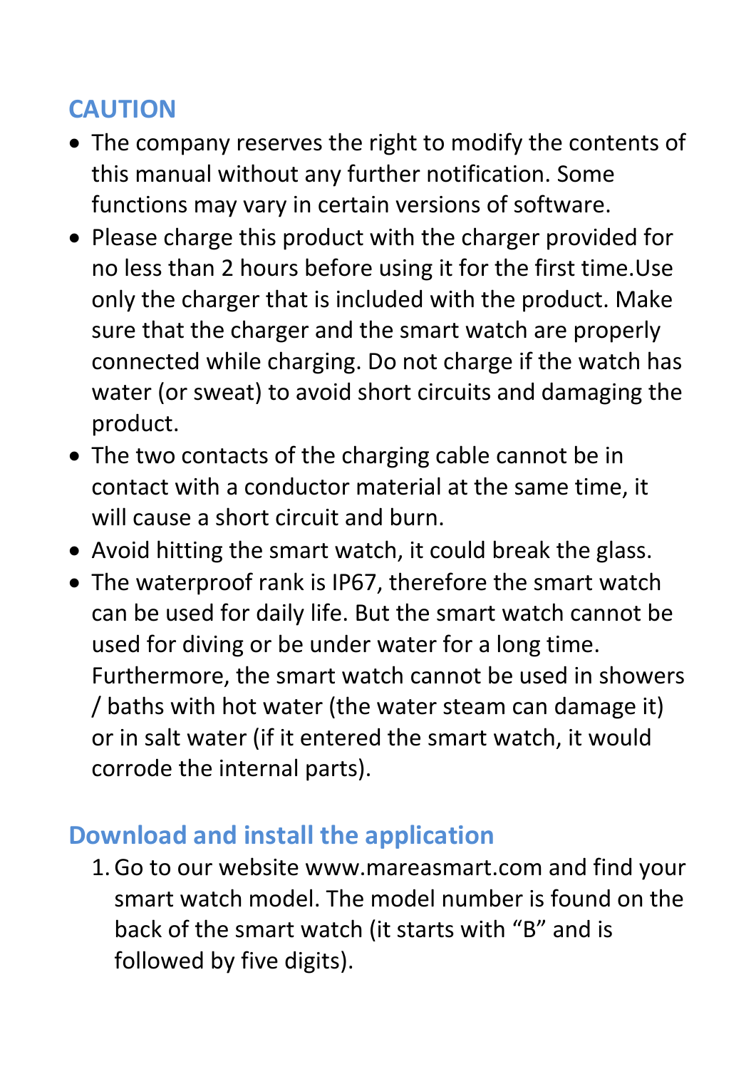## CAUTION

- The company reserves the right to modify the contents of this manual without any further notification. Some functions may vary in certain versions of software.
- Please charge this product with the charger provided for no less than 2 hours before using it for the first time.Use only the charger that is included with the product. Make sure that the charger and the smart watch are properly connected while charging. Do not charge if the watch has water (or sweat) to avoid short circuits and damaging the product.
- The two contacts of the charging cable cannot be in contact with a conductor material at the same time, it will cause a short circuit and burn.
- Avoid hitting the smart watch, it could break the glass.
- The waterproof rank is IP67, therefore the smart watch can be used for daily life. But the smart watch cannot be used for diving or be under water for a long time. Furthermore, the smart watch cannot be used in showers / baths with hot water (the water steam can damage it) or in salt water (if it entered the smart watch, it would corrode the internal parts).

## Download and install the application

1. Go to our website www.mareasmart.com and find your smart watch model. The model number is found on the back of the smart watch (it starts with "B" and is followed by five digits).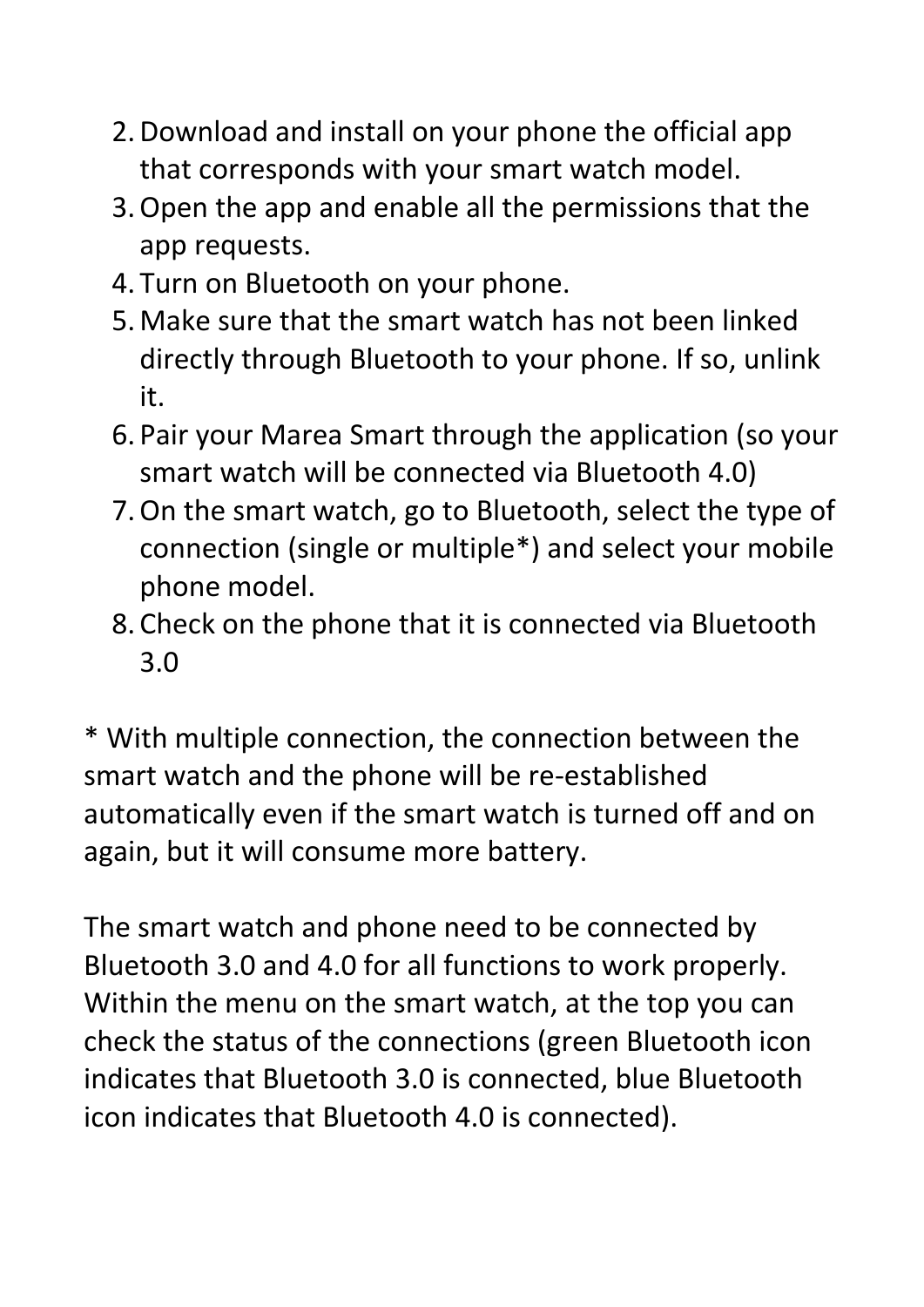2. Download and install on your phone the official app that corresponds with your smart watch model.
3. Open the app and enable all the permissions that the app requests.
4. Turn on Bluetooth on your phone.
5. Make sure that the smart watch has not been linked directly through Bluetooth to your phone. If so, unlink it.
6. Pair your Marea Smart through the application (so your smart watch will be connected via Bluetooth 4.0)
7. On the smart watch, go to Bluetooth, select the type of connection (single or multiple*) and select your mobile phone model.
8. Check on the phone that it is connected via Bluetooth 3.0

* With multiple connection, the connection between the smart watch and the phone will be re-established automatically even if the smart watch is turned off and on again, but it will consume more battery.

The smart watch and phone need to be connected by Bluetooth 3.0 and 4.0 for all functions to work properly. Within the menu on the smart watch, at the top you can check the status of the connections (green Bluetooth icon indicates that Bluetooth 3.0 is connected, blue Bluetooth icon indicates that Bluetooth 4.0 is connected).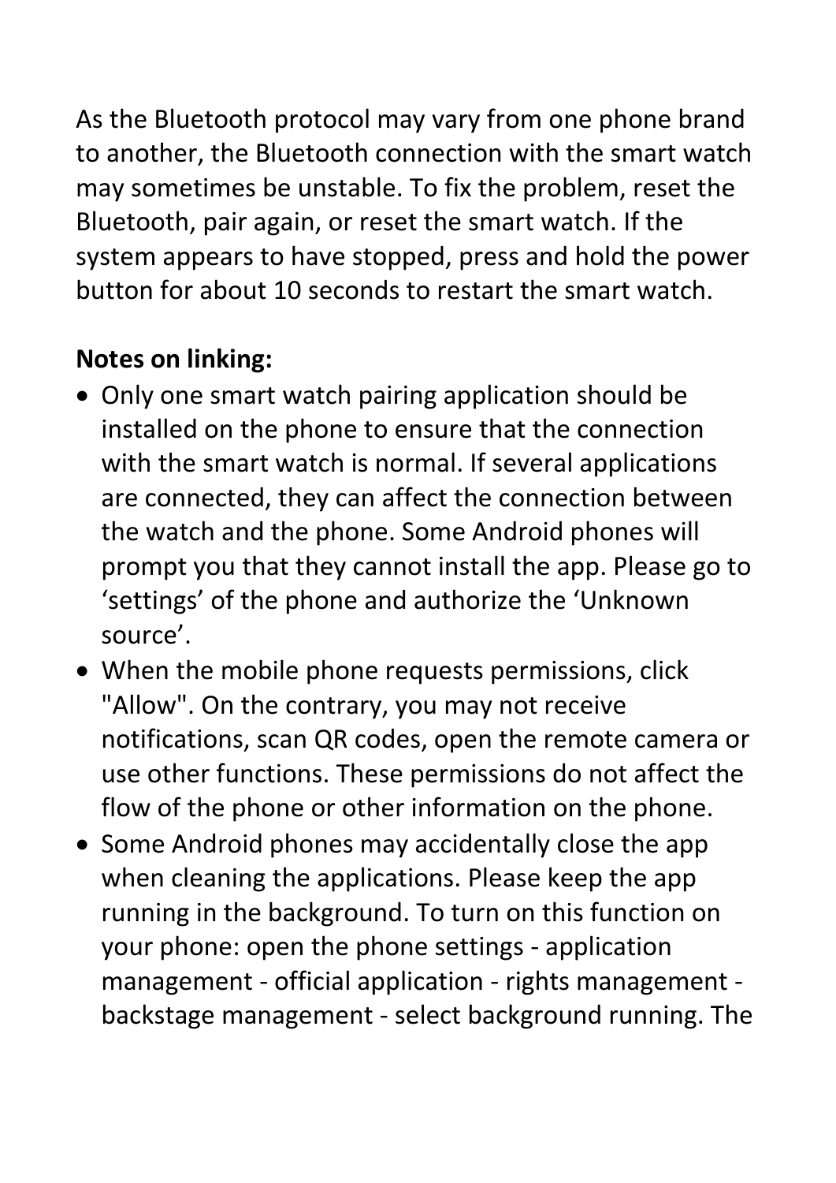As the Bluetooth protocol may vary from one phone brand to another, the Bluetooth connection with the smart watch may sometimes be unstable. To fix the problem, reset the Bluetooth, pair again, or reset the smart watch. If the system appears to have stopped, press and hold the power button for about 10 seconds to restart the smart watch.

**Notes on linking:**

- Only one smart watch pairing application should be installed on the phone to ensure that the connection with the smart watch is normal. If several applications are connected, they can affect the connection between the watch and the phone. Some Android phones will prompt you that they cannot install the app. Please go to 'settings' of the phone and authorize the 'Unknown source'.
- When the mobile phone requests permissions, click "Allow". On the contrary, you may not receive notifications, scan QR codes, open the remote camera or use other functions. These permissions do not affect the flow of the phone or other information on the phone.
- Some Android phones may accidentally close the app when cleaning the applications. Please keep the app running in the background. To turn on this function on your phone: open the phone settings - application management - official application - rights management - backstage management - select background running. The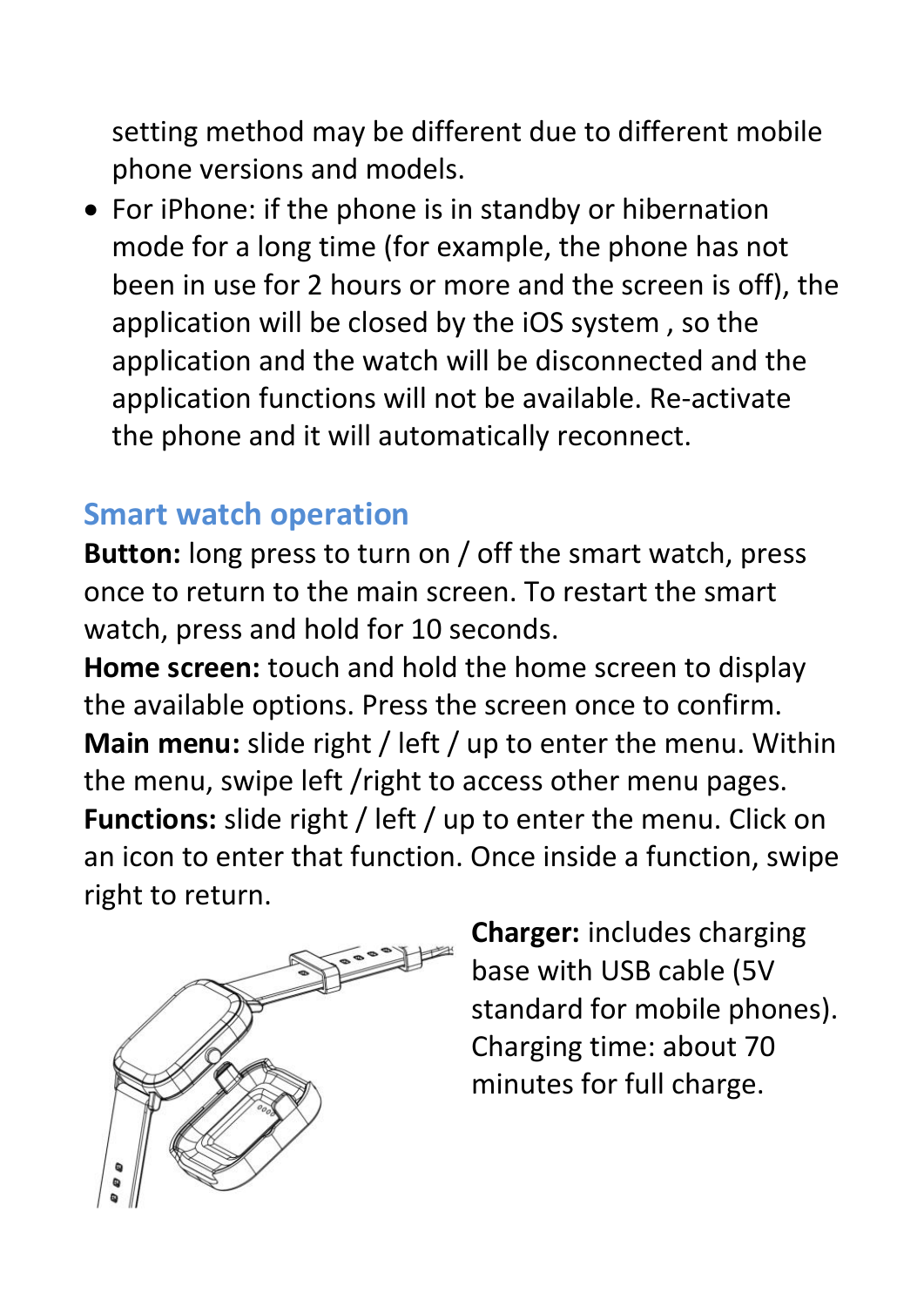setting method may be different due to different mobile phone versions and models.

- For iPhone: if the phone is in standby or hibernation mode for a long time (for example, the phone has not been in use for 2 hours or more and the screen is off), the application will be closed by the iOS system , so the application and the watch will be disconnected and the application functions will not be available. Re-activate the phone and it will automatically reconnect.

## Smart watch operation

**Button:** long press to turn on / off the smart watch, press once to return to the main screen. To restart the smart watch, press and hold for 10 seconds.

**Home screen:** touch and hold the home screen to display the available options. Press the screen once to confirm.

**Main menu:** slide right / left / up to enter the menu. Within the menu, swipe left /right to access other menu pages.

**Functions:** slide right / left / up to enter the menu. Click on an icon to enter that function. Once inside a function, swipe right to return.

**Charger:** includes charging base with USB cable (5V standard for mobile phones). Charging time: about 70 minutes for full charge.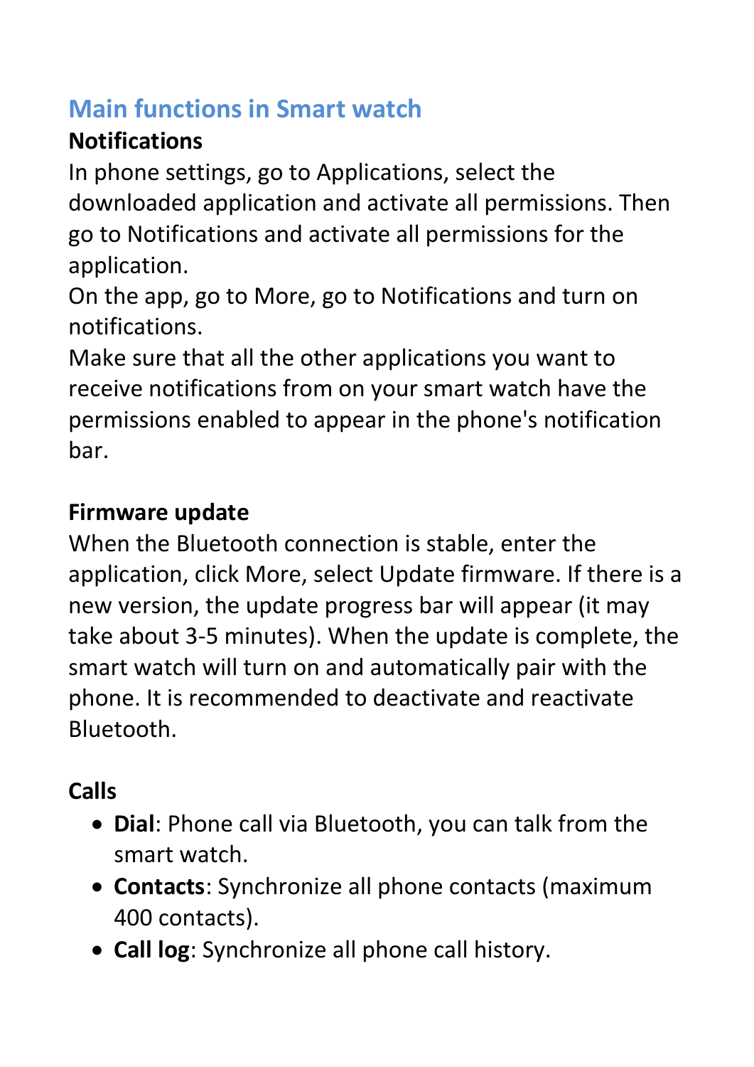## Main functions in Smart watch

**Notifications**

In phone settings, go to Applications, select the downloaded application and activate all permissions. Then go to Notifications and activate all permissions for the application.

On the app, go to More, go to Notifications and turn on notifications.

Make sure that all the other applications you want to receive notifications from on your smart watch have the permissions enabled to appear in the phone's notification bar.

**Firmware update**

When the Bluetooth connection is stable, enter the application, click More, select Update firmware. If there is a new version, the update progress bar will appear (it may take about 3-5 minutes). When the update is complete, the smart watch will turn on and automatically pair with the phone. It is recommended to deactivate and reactivate Bluetooth.

**Calls**

- **Dial**: Phone call via Bluetooth, you can talk from the smart watch.
- **Contacts**: Synchronize all phone contacts (maximum 400 contacts).
- **Call log**: Synchronize all phone call history.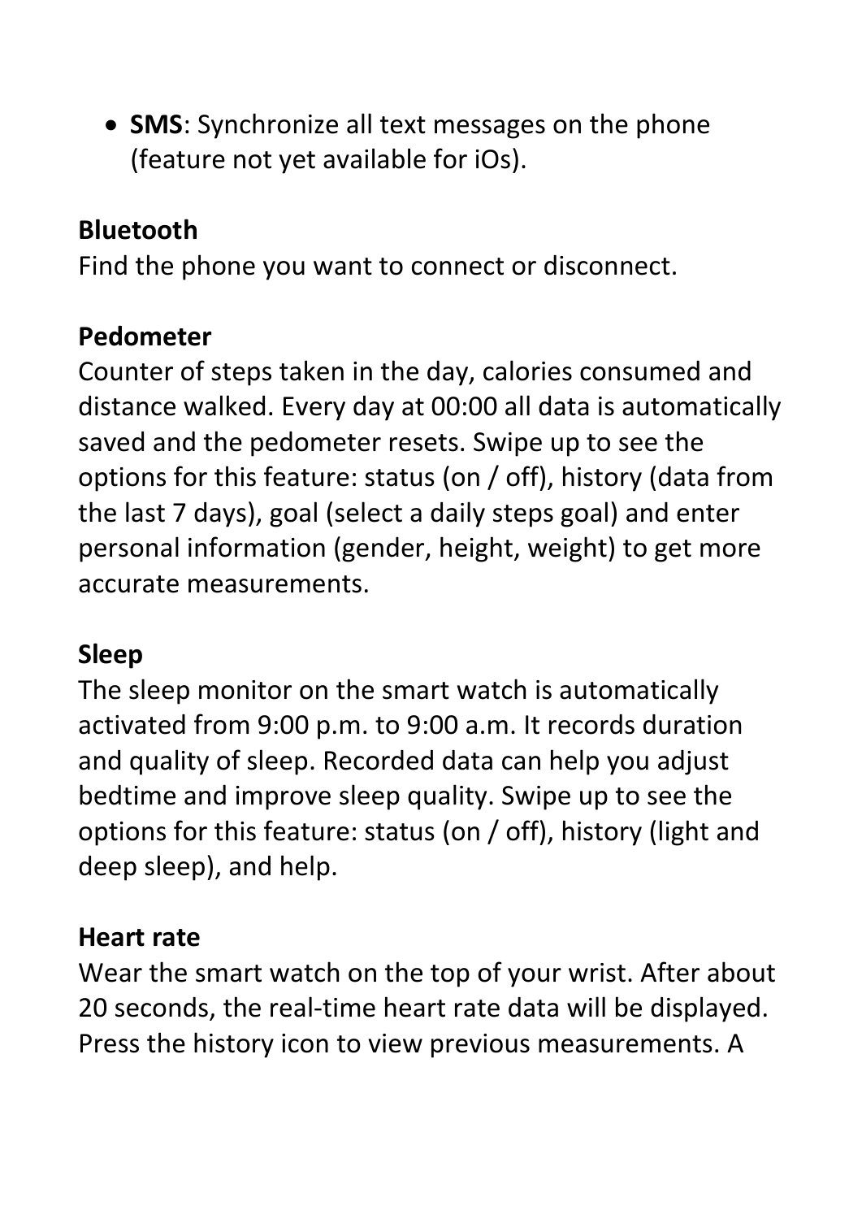- **SMS**: Synchronize all text messages on the phone (feature not yet available for iOs).

**Bluetooth**

Find the phone you want to connect or disconnect.

**Pedometer**

Counter of steps taken in the day, calories consumed and distance walked. Every day at 00:00 all data is automatically saved and the pedometer resets. Swipe up to see the options for this feature: status (on / off), history (data from the last 7 days), goal (select a daily steps goal) and enter personal information (gender, height, weight) to get more accurate measurements.

**Sleep**

The sleep monitor on the smart watch is automatically activated from 9:00 p.m. to 9:00 a.m. It records duration and quality of sleep. Recorded data can help you adjust bedtime and improve sleep quality. Swipe up to see the options for this feature: status (on / off), history (light and deep sleep), and help.

**Heart rate**

Wear the smart watch on the top of your wrist. After about 20 seconds, the real-time heart rate data will be displayed. Press the history icon to view previous measurements. A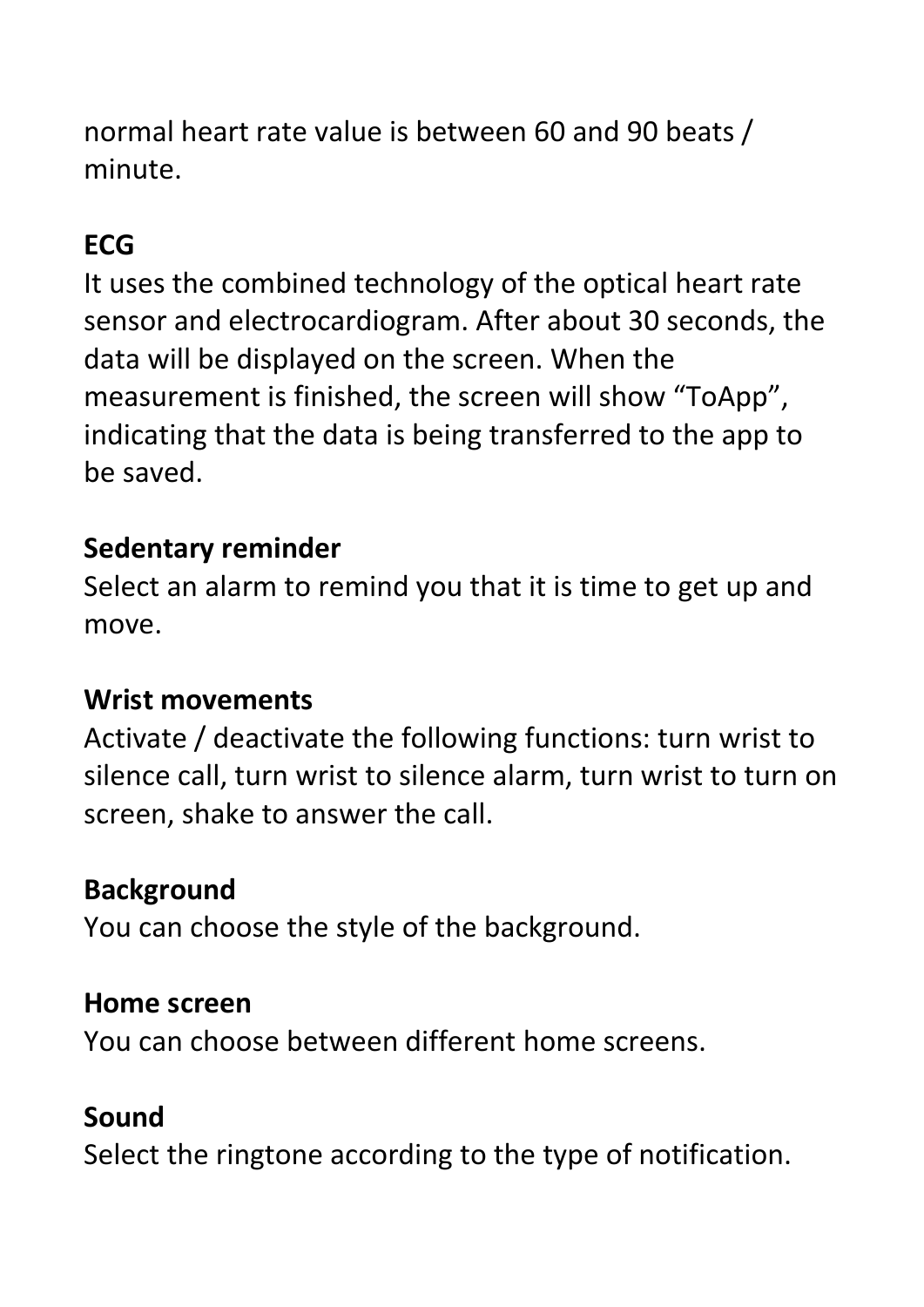normal heart rate value is between 60 and 90 beats / minute.

**ECG**

It uses the combined technology of the optical heart rate sensor and electrocardiogram. After about 30 seconds, the data will be displayed on the screen. When the measurement is finished, the screen will show “ToApp”, indicating that the data is being transferred to the app to be saved.

**Sedentary reminder**

Select an alarm to remind you that it is time to get up and move.

**Wrist movements**

Activate / deactivate the following functions: turn wrist to silence call, turn wrist to silence alarm, turn wrist to turn on screen, shake to answer the call.

**Background**

You can choose the style of the background.

**Home screen**

You can choose between different home screens.

**Sound**

Select the ringtone according to the type of notification.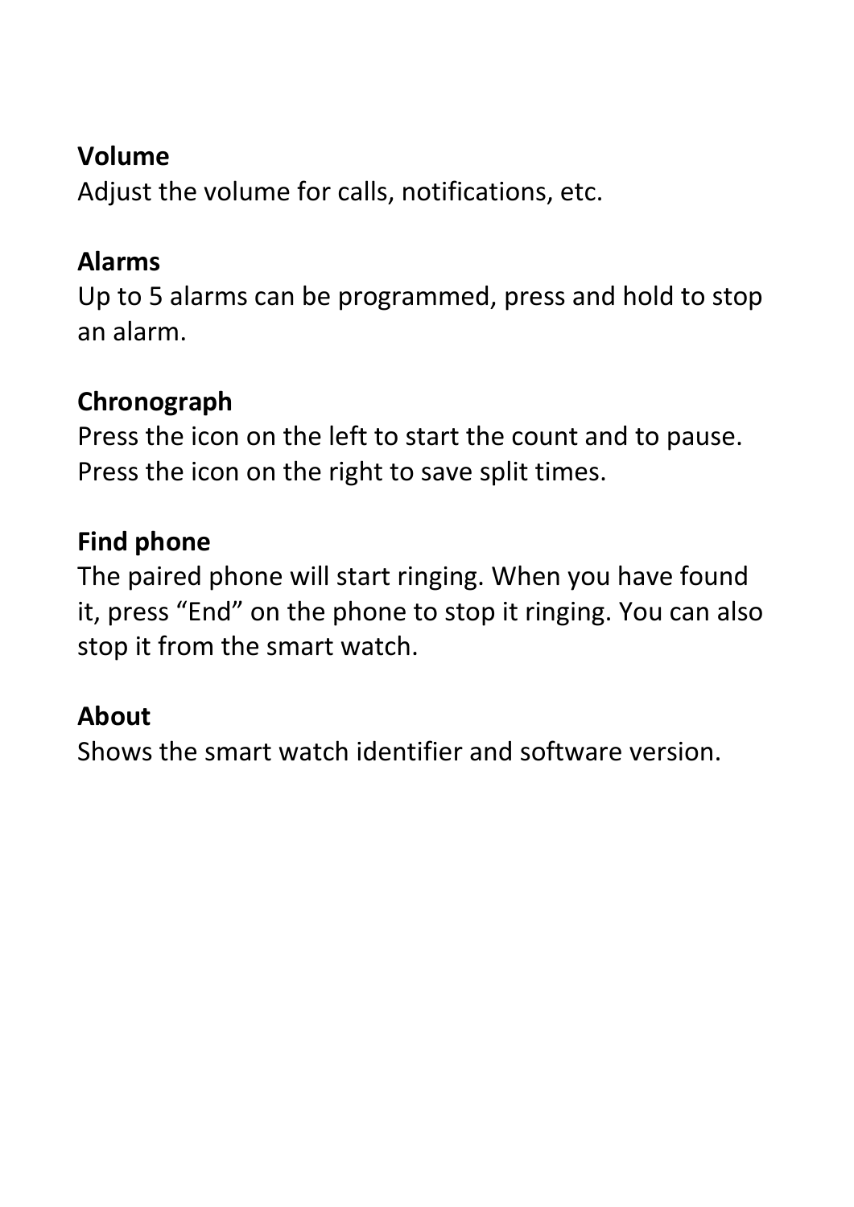**Volume**
Adjust the volume for calls, notifications, etc.

**Alarms**
Up to 5 alarms can be programmed, press and hold to stop an alarm.

**Chronograph**
Press the icon on the left to start the count and to pause. Press the icon on the right to save split times.

**Find phone**
The paired phone will start ringing. When you have found it, press “End” on the phone to stop it ringing. You can also stop it from the smart watch.

**About**
Shows the smart watch identifier and software version.